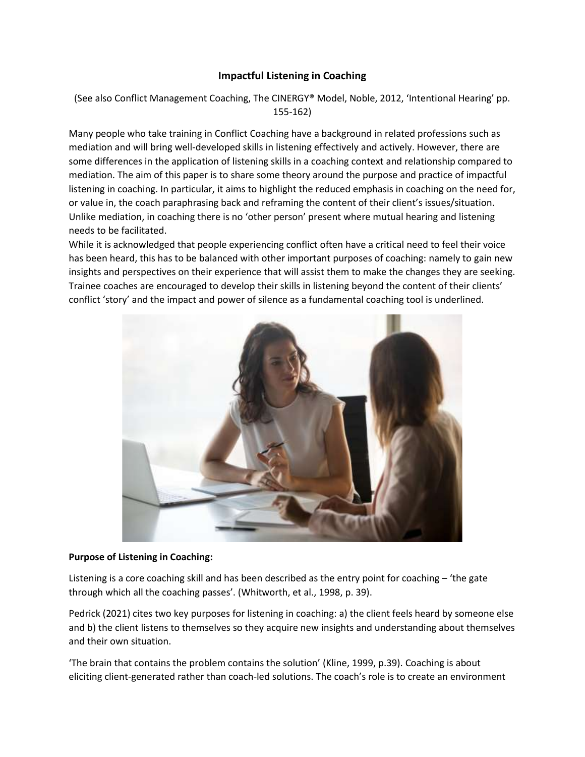# Impactful Listening in Coaching

(See also Conflict Management Coaching, The CINERGY® Model, Noble, 2012, 'Intentional Hearing' pp. 155-162)

Many people who take training in Conflict Coaching have a background in related professions such as mediation and will bring well-developed skills in listening effectively and actively. However, there are some differences in the application of listening skills in a coaching context and relationship compared to mediation. The aim of this paper is to share some theory around the purpose and practice of impactful listening in coaching. In particular, it aims to highlight the reduced emphasis in coaching on the need for, or value in, the coach paraphrasing back and reframing the content of their client's issues/situation. Unlike mediation, in coaching there is no 'other person' present where mutual hearing and listening needs to be facilitated.

While it is acknowledged that people experiencing conflict often have a critical need to feel their voice has been heard, this has to be balanced with other important purposes of coaching: namely to gain new insights and perspectives on their experience that will assist them to make the changes they are seeking. Trainee coaches are encouraged to develop their skills in listening beyond the content of their clients' conflict 'story' and the impact and power of silence as a fundamental coaching tool is underlined.

**Purpose of Listening in Coaching:**

Listening is a core coaching skill and has been described as the entry point for coaching – 'the gate through which all the coaching passes'. (Whitworth, et al., 1998, p. 39).

Pedrick (2021) cites two key purposes for listening in coaching: a) the client feels heard by someone else and b) the client listens to themselves so they acquire new insights and understanding about themselves and their own situation.

'The brain that contains the problem contains the solution' (Kline, 1999, p.39). Coaching is about eliciting client-generated rather than coach-led solutions. The coach's role is to create an environment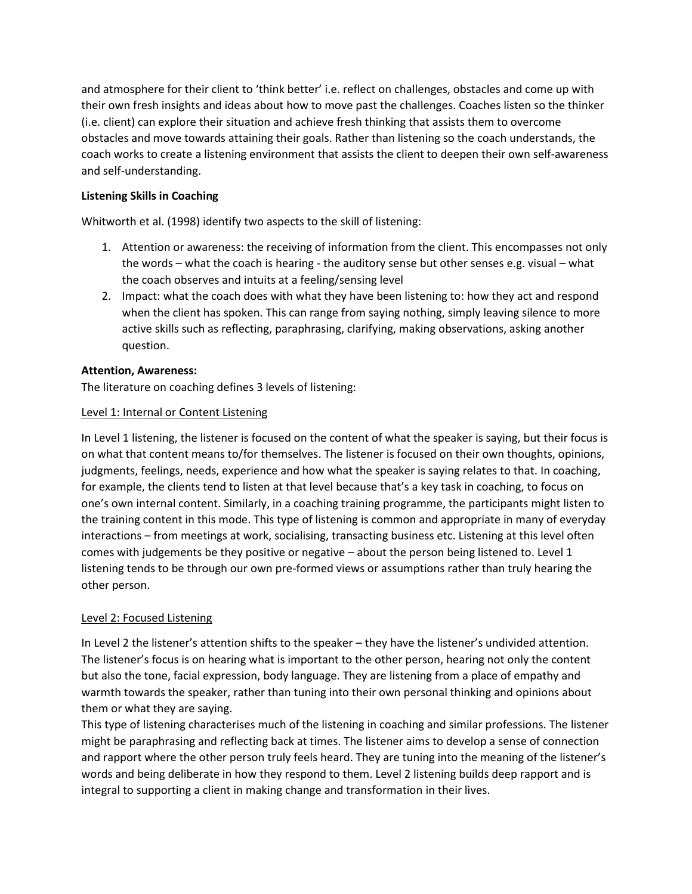and atmosphere for their client to 'think better' i.e. reflect on challenges, obstacles and come up with their own fresh insights and ideas about how to move past the challenges. Coaches listen so the thinker (i.e. client) can explore their situation and achieve fresh thinking that assists them to overcome obstacles and move towards attaining their goals. Rather than listening so the coach understands, the coach works to create a listening environment that assists the client to deepen their own self-awareness and self-understanding.

**Listening Skills in Coaching**

Whitworth et al. (1998) identify two aspects to the skill of listening:

1. Attention or awareness: the receiving of information from the client. This encompasses not only the words – what the coach is hearing - the auditory sense but other senses e.g. visual – what the coach observes and intuits at a feeling/sensing level
2. Impact: what the coach does with what they have been listening to: how they act and respond when the client has spoken. This can range from saying nothing, simply leaving silence to more active skills such as reflecting, paraphrasing, clarifying, making observations, asking another question.

**Attention, Awareness:**

The literature on coaching defines 3 levels of listening:

<u>Level 1: Internal or Content Listening</u>

In Level 1 listening, the listener is focused on the content of what the speaker is saying, but their focus is on what that content means to/for themselves. The listener is focused on their own thoughts, opinions, judgments, feelings, needs, experience and how what the speaker is saying relates to that. In coaching, for example, the clients tend to listen at that level because that's a key task in coaching, to focus on one's own internal content. Similarly, in a coaching training programme, the participants might listen to the training content in this mode. This type of listening is common and appropriate in many of everyday interactions – from meetings at work, socialising, transacting business etc. Listening at this level often comes with judgements be they positive or negative – about the person being listened to. Level 1 listening tends to be through our own pre-formed views or assumptions rather than truly hearing the other person.

<u>Level 2: Focused Listening</u>

In Level 2 the listener's attention shifts to the speaker – they have the listener's undivided attention. The listener's focus is on hearing what is important to the other person, hearing not only the content but also the tone, facial expression, body language. They are listening from a place of empathy and warmth towards the speaker, rather than tuning into their own personal thinking and opinions about them or what they are saying.

This type of listening characterises much of the listening in coaching and similar professions. The listener might be paraphrasing and reflecting back at times. The listener aims to develop a sense of connection and rapport where the other person truly feels heard. They are tuning into the meaning of the listener's words and being deliberate in how they respond to them. Level 2 listening builds deep rapport and is integral to supporting a client in making change and transformation in their lives.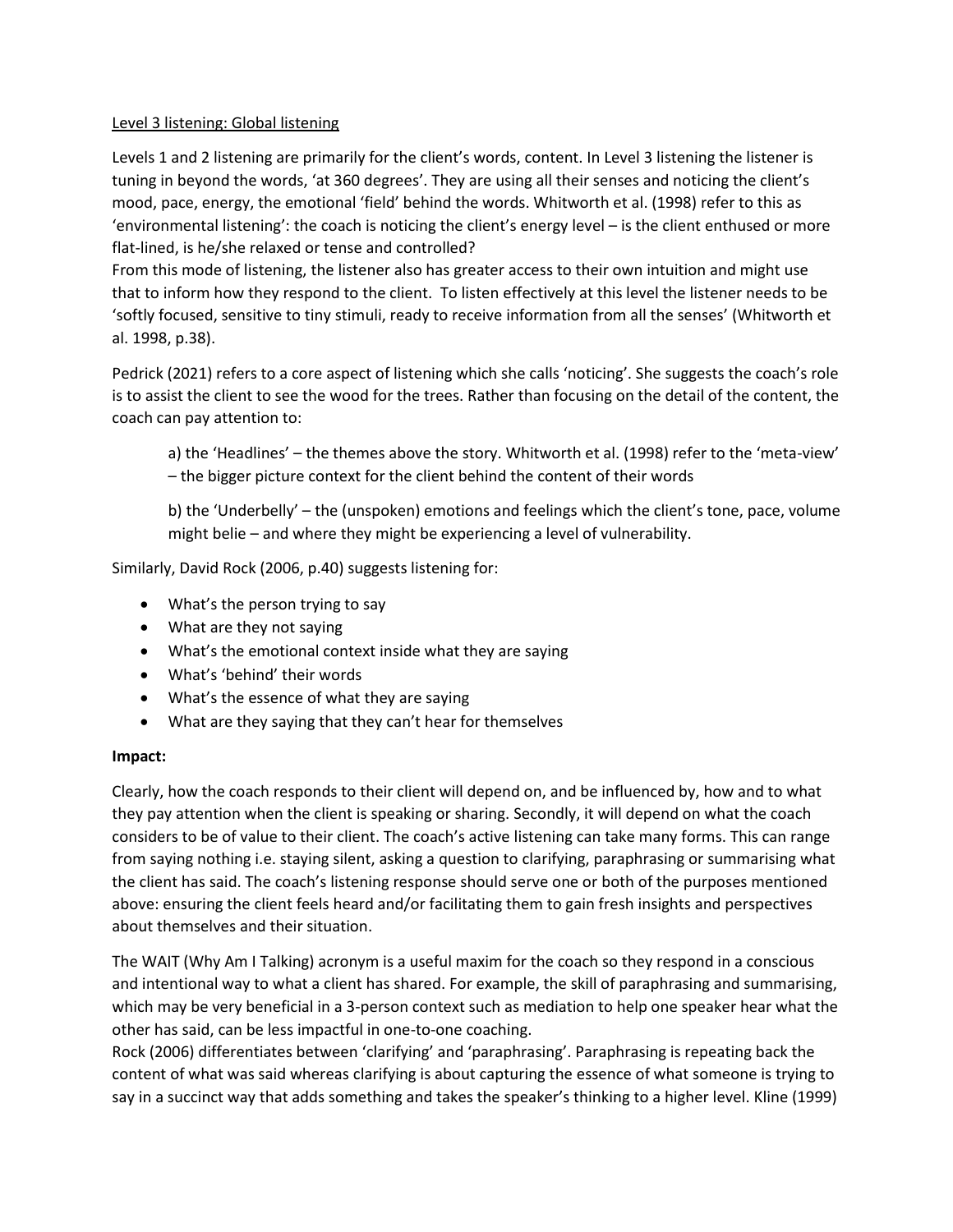<u>Level 3 listening: Global listening</u>

Levels 1 and 2 listening are primarily for the client's words, content. In Level 3 listening the listener is tuning in beyond the words, 'at 360 degrees'. They are using all their senses and noticing the client's mood, pace, energy, the emotional 'field' behind the words. Whitworth et al. (1998) refer to this as 'environmental listening': the coach is noticing the client's energy level – is the client enthused or more flat-lined, is he/she relaxed or tense and controlled?

From this mode of listening, the listener also has greater access to their own intuition and might use that to inform how they respond to the client. To listen effectively at this level the listener needs to be 'softly focused, sensitive to tiny stimuli, ready to receive information from all the senses' (Whitworth et al. 1998, p.38).

Pedrick (2021) refers to a core aspect of listening which she calls 'noticing'. She suggests the coach's role is to assist the client to see the wood for the trees. Rather than focusing on the detail of the content, the coach can pay attention to:

a) the 'Headlines' – the themes above the story. Whitworth et al. (1998) refer to the 'meta-view' – the bigger picture context for the client behind the content of their words

b) the 'Underbelly' – the (unspoken) emotions and feelings which the client's tone, pace, volume might belie – and where they might be experiencing a level of vulnerability.

Similarly, David Rock (2006, p.40) suggests listening for:

- What's the person trying to say
- What are they not saying
- What's the emotional context inside what they are saying
- What's 'behind' their words
- What's the essence of what they are saying
- What are they saying that they can't hear for themselves

**Impact:**

Clearly, how the coach responds to their client will depend on, and be influenced by, how and to what they pay attention when the client is speaking or sharing. Secondly, it will depend on what the coach considers to be of value to their client. The coach's active listening can take many forms. This can range from saying nothing i.e. staying silent, asking a question to clarifying, paraphrasing or summarising what the client has said. The coach's listening response should serve one or both of the purposes mentioned above: ensuring the client feels heard and/or facilitating them to gain fresh insights and perspectives about themselves and their situation.

The WAIT (Why Am I Talking) acronym is a useful maxim for the coach so they respond in a conscious and intentional way to what a client has shared. For example, the skill of paraphrasing and summarising, which may be very beneficial in a 3-person context such as mediation to help one speaker hear what the other has said, can be less impactful in one-to-one coaching.

Rock (2006) differentiates between 'clarifying' and 'paraphrasing'. Paraphrasing is repeating back the content of what was said whereas clarifying is about capturing the essence of what someone is trying to say in a succinct way that adds something and takes the speaker's thinking to a higher level. Kline (1999)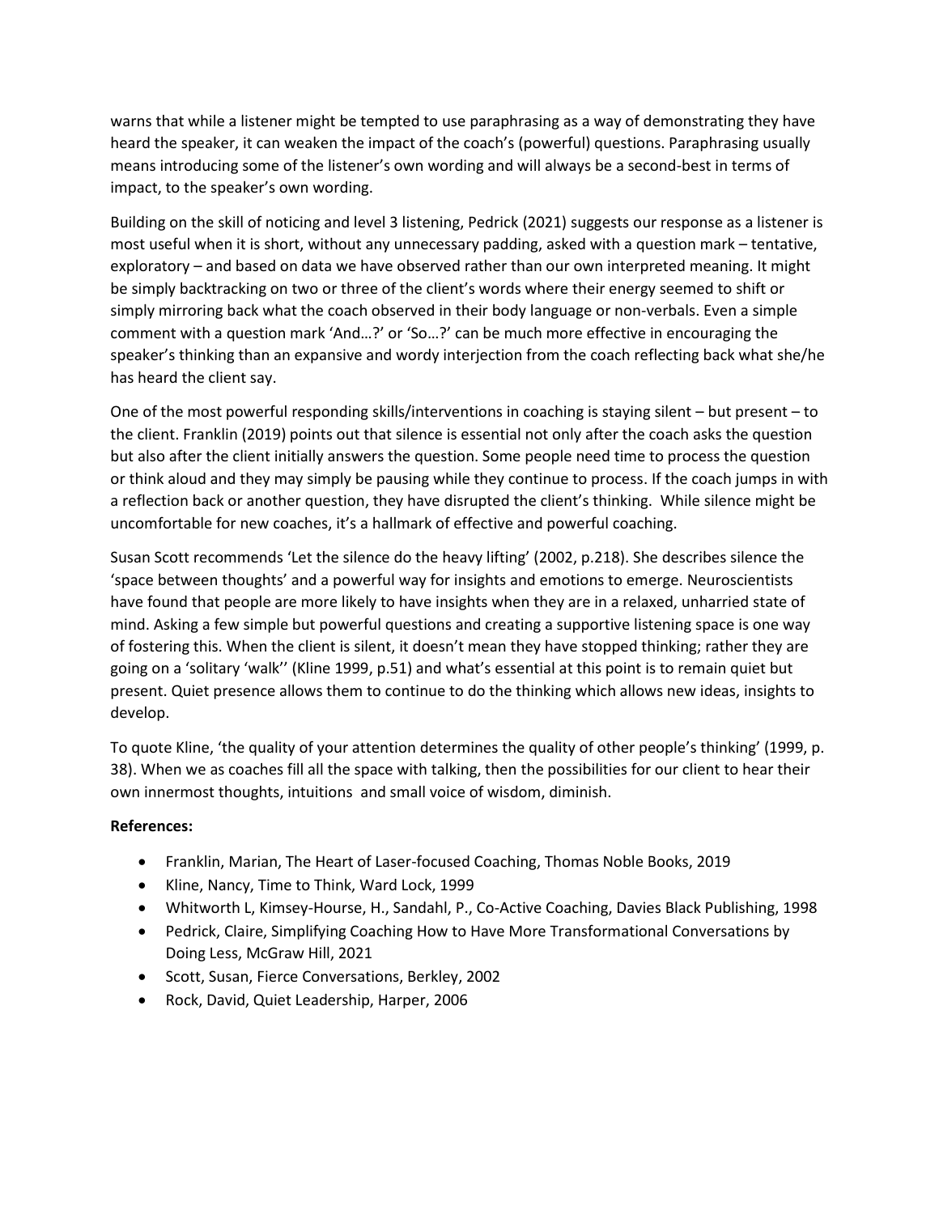warns that while a listener might be tempted to use paraphrasing as a way of demonstrating they have heard the speaker, it can weaken the impact of the coach's (powerful) questions. Paraphrasing usually means introducing some of the listener's own wording and will always be a second-best in terms of impact, to the speaker's own wording.

Building on the skill of noticing and level 3 listening, Pedrick (2021) suggests our response as a listener is most useful when it is short, without any unnecessary padding, asked with a question mark – tentative, exploratory – and based on data we have observed rather than our own interpreted meaning. It might be simply backtracking on two or three of the client's words where their energy seemed to shift or simply mirroring back what the coach observed in their body language or non-verbals. Even a simple comment with a question mark 'And…?' or 'So…?' can be much more effective in encouraging the speaker's thinking than an expansive and wordy interjection from the coach reflecting back what she/he has heard the client say.

One of the most powerful responding skills/interventions in coaching is staying silent – but present – to the client. Franklin (2019) points out that silence is essential not only after the coach asks the question but also after the client initially answers the question. Some people need time to process the question or think aloud and they may simply be pausing while they continue to process. If the coach jumps in with a reflection back or another question, they have disrupted the client's thinking. While silence might be uncomfortable for new coaches, it's a hallmark of effective and powerful coaching.

Susan Scott recommends 'Let the silence do the heavy lifting' (2002, p.218). She describes silence the 'space between thoughts' and a powerful way for insights and emotions to emerge. Neuroscientists have found that people are more likely to have insights when they are in a relaxed, unharried state of mind. Asking a few simple but powerful questions and creating a supportive listening space is one way of fostering this. When the client is silent, it doesn't mean they have stopped thinking; rather they are going on a 'solitary 'walk'' (Kline 1999, p.51) and what's essential at this point is to remain quiet but present. Quiet presence allows them to continue to do the thinking which allows new ideas, insights to develop.

To quote Kline, 'the quality of your attention determines the quality of other people's thinking' (1999, p. 38). When we as coaches fill all the space with talking, then the possibilities for our client to hear their own innermost thoughts, intuitions and small voice of wisdom, diminish.

**References:**

- Franklin, Marian, The Heart of Laser-focused Coaching, Thomas Noble Books, 2019
- Kline, Nancy, Time to Think, Ward Lock, 1999
- Whitworth L, Kimsey-Hourse, H., Sandahl, P., Co-Active Coaching, Davies Black Publishing, 1998
- Pedrick, Claire, Simplifying Coaching How to Have More Transformational Conversations by Doing Less, McGraw Hill, 2021
- Scott, Susan, Fierce Conversations, Berkley, 2002
- Rock, David, Quiet Leadership, Harper, 2006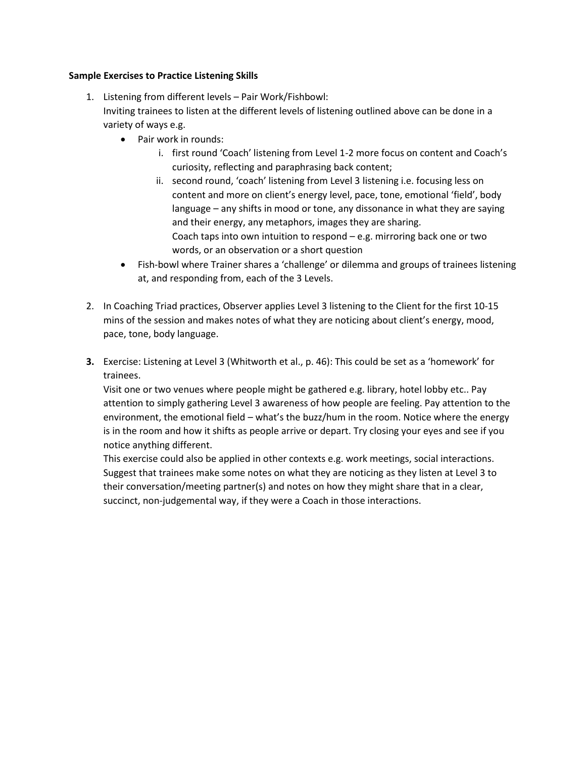**Sample Exercises to Practice Listening Skills**

1. Listening from different levels – Pair Work/Fishbowl:
   Inviting trainees to listen at the different levels of listening outlined above can be done in a variety of ways e.g.
   - Pair work in rounds:
     1. first round 'Coach' listening from Level 1-2 more focus on content and Coach's curiosity, reflecting and paraphrasing back content;
     2. second round, 'coach' listening from Level 3 listening i.e. focusing less on content and more on client's energy level, pace, tone, emotional 'field', body language – any shifts in mood or tone, any dissonance in what they are saying and their energy, any metaphors, images they are sharing.
        Coach taps into own intuition to respond – e.g. mirroring back one or two words, or an observation or a short question
   - Fish-bowl where Trainer shares a 'challenge' or dilemma and groups of trainees listening at, and responding from, each of the 3 Levels.

2. In Coaching Triad practices, Observer applies Level 3 listening to the Client for the first 10-15 mins of the session and makes notes of what they are noticing about client's energy, mood, pace, tone, body language.

3. Exercise: Listening at Level 3 (Whitworth et al., p. 46): This could be set as a 'homework' for trainees.
   Visit one or two venues where people might be gathered e.g. library, hotel lobby etc.. Pay attention to simply gathering Level 3 awareness of how people are feeling. Pay attention to the environment, the emotional field – what's the buzz/hum in the room. Notice where the energy is in the room and how it shifts as people arrive or depart. Try closing your eyes and see if you notice anything different.
   This exercise could also be applied in other contexts e.g. work meetings, social interactions. Suggest that trainees make some notes on what they are noticing as they listen at Level 3 to their conversation/meeting partner(s) and notes on how they might share that in a clear, succinct, non-judgemental way, if they were a Coach in those interactions.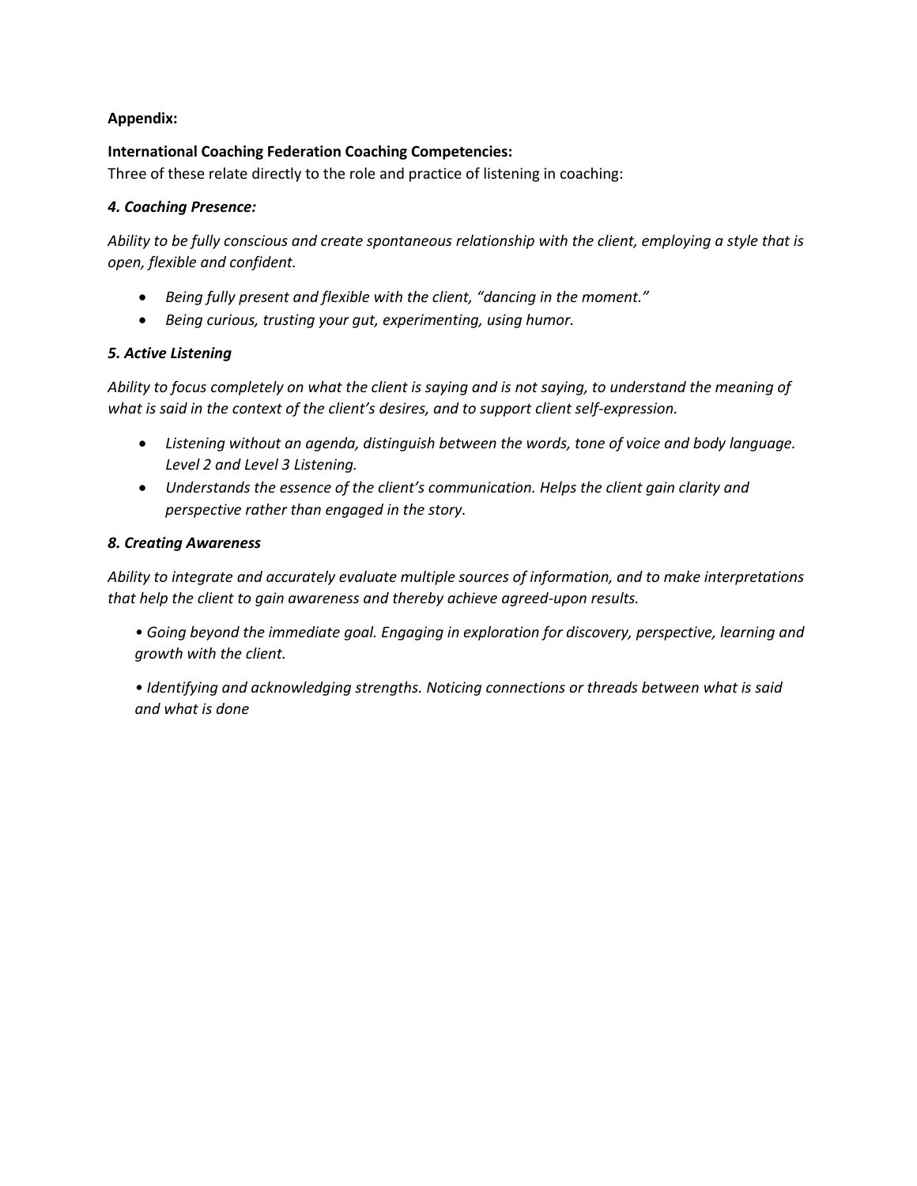**Appendix:**

**International Coaching Federation Coaching Competencies:**
Three of these relate directly to the role and practice of listening in coaching:

***4. Coaching Presence:***

*Ability to be fully conscious and create spontaneous relationship with the client, employing a style that is open, flexible and confident.*

- *Being fully present and flexible with the client, "dancing in the moment."*
- *Being curious, trusting your gut, experimenting, using humor.*

***5. Active Listening***

*Ability to focus completely on what the client is saying and is not saying, to understand the meaning of what is said in the context of the client's desires, and to support client self-expression.*

- *Listening without an agenda, distinguish between the words, tone of voice and body language. Level 2 and Level 3 Listening.*
- *Understands the essence of the client's communication. Helps the client gain clarity and perspective rather than engaged in the story.*

***8. Creating Awareness***

*Ability to integrate and accurately evaluate multiple sources of information, and to make interpretations that help the client to gain awareness and thereby achieve agreed-upon results.*

- *Going beyond the immediate goal. Engaging in exploration for discovery, perspective, learning and growth with the client.*
- *Identifying and acknowledging strengths. Noticing connections or threads between what is said and what is done*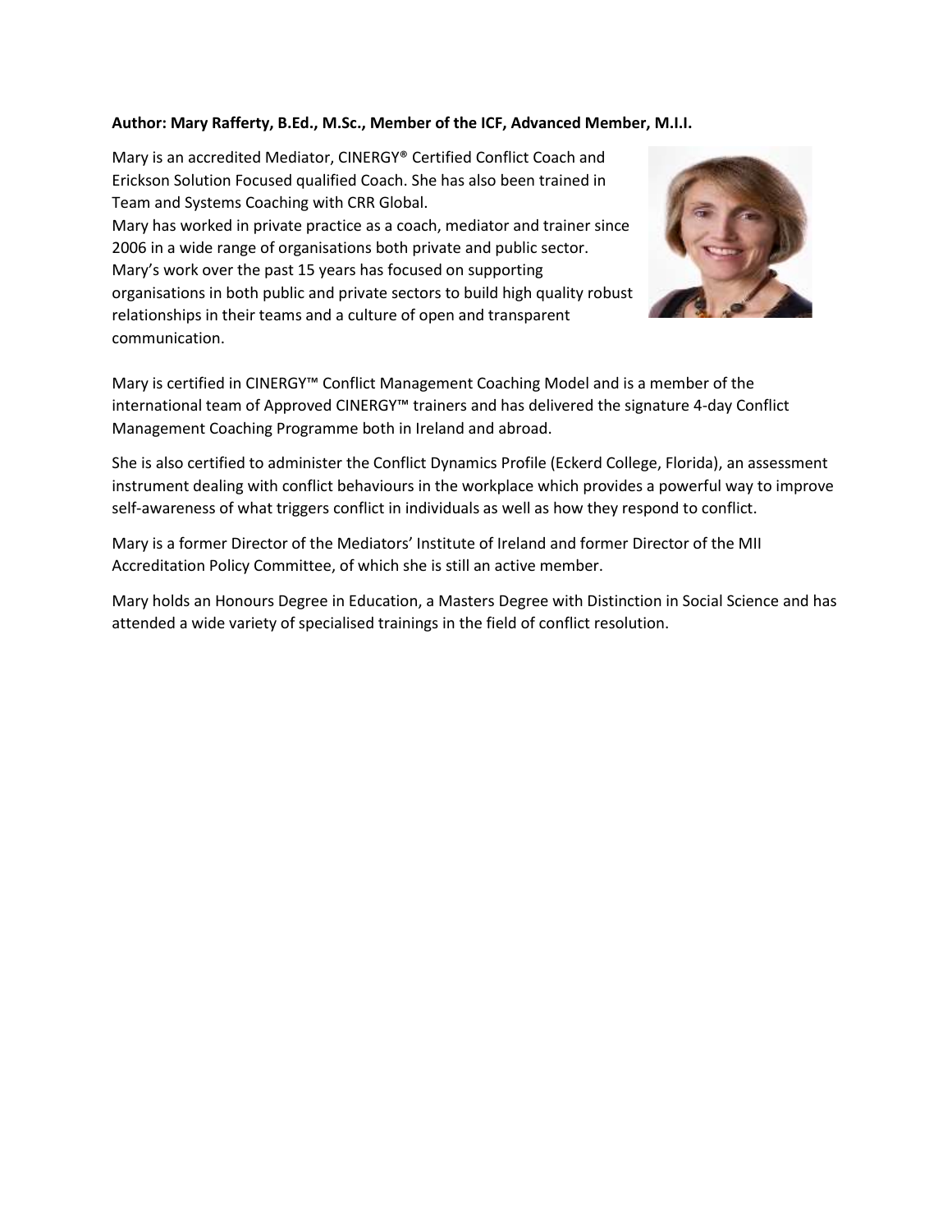**Author: Mary Rafferty, B.Ed., M.Sc., Member of the ICF, Advanced Member, M.I.I.**

Mary is an accredited Mediator, CINERGY® Certified Conflict Coach and Erickson Solution Focused qualified Coach. She has also been trained in Team and Systems Coaching with CRR Global.
Mary has worked in private practice as a coach, mediator and trainer since 2006 in a wide range of organisations both private and public sector. Mary's work over the past 15 years has focused on supporting organisations in both public and private sectors to build high quality robust relationships in their teams and a culture of open and transparent communication.

Mary is certified in CINERGY™ Conflict Management Coaching Model and is a member of the international team of Approved CINERGY™ trainers and has delivered the signature 4-day Conflict Management Coaching Programme both in Ireland and abroad.

She is also certified to administer the Conflict Dynamics Profile (Eckerd College, Florida), an assessment instrument dealing with conflict behaviours in the workplace which provides a powerful way to improve self-awareness of what triggers conflict in individuals as well as how they respond to conflict.

Mary is a former Director of the Mediators' Institute of Ireland and former Director of the MII Accreditation Policy Committee, of which she is still an active member.

Mary holds an Honours Degree in Education, a Masters Degree with Distinction in Social Science and has attended a wide variety of specialised trainings in the field of conflict resolution.